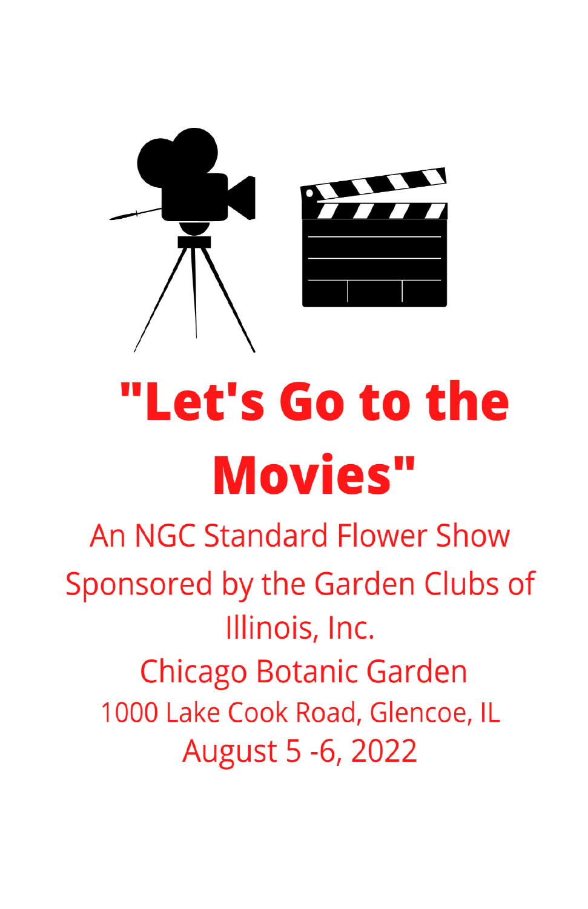# "Let's Go to the Movies"

An NGC Standard Flower Show

Sponsored by the Garden Clubs of Illinois, Inc.

Chicago Botanic Garden

1000 Lake Cook Road, Glencoe, IL

August 5 -6, 2022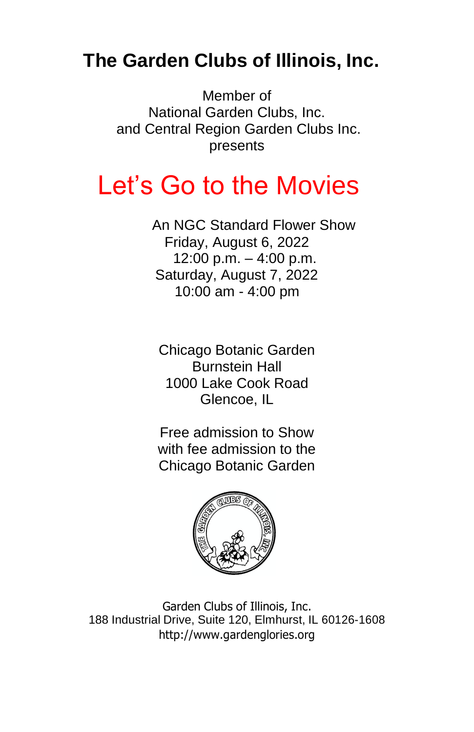# The Garden Clubs of Illinois, Inc.

Member of
National Garden Clubs, Inc.
and Central Region Garden Clubs Inc.
presents

# Let's Go to the Movies

An NGC Standard Flower Show
Friday, August 6, 2022
12:00 p.m. – 4:00 p.m.
Saturday, August 7, 2022
10:00 am - 4:00 pm

Chicago Botanic Garden
Burnstein Hall
1000 Lake Cook Road
Glencoe, IL

Free admission to Show
with fee admission to the
Chicago Botanic Garden

Garden Clubs of Illinois, Inc.
188 Industrial Drive, Suite 120, Elmhurst, IL 60126-1608
http://www.gardenglories.org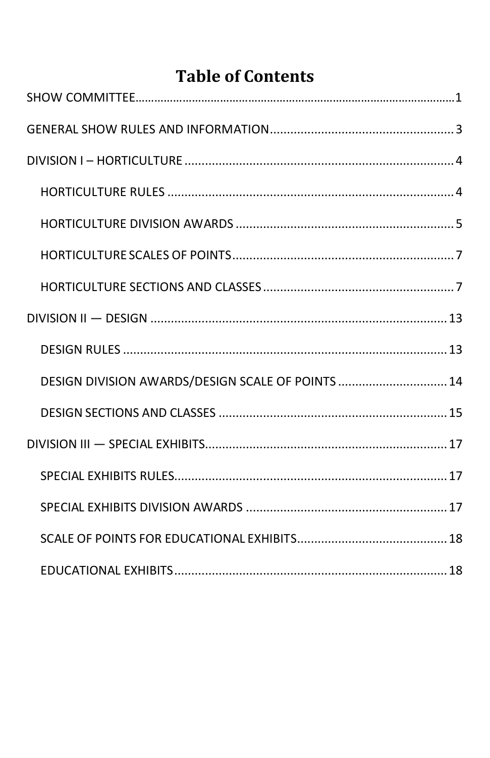# Table of Contents

SHOW COMMITTEE....................................................................................................1

GENERAL SHOW RULES AND INFORMATION......................................................3

DIVISION I – HORTICULTURE ...............................................................................4

- HORTICULTURE RULES ....................................................................................4
- HORTICULTURE DIVISION AWARDS ..................................................................5
- HORTICULTURE SCALES OF POINTS..................................................................7
- HORTICULTURE SECTIONS AND CLASSES..........................................................7

DIVISION II — DESIGN .........................................................................................13

- DESIGN RULES ................................................................................................13
- DESIGN DIVISION AWARDS/DESIGN SCALE OF POINTS ...................................14
- DESIGN SECTIONS AND CLASSES .....................................................................15

DIVISION III — SPECIAL EXHIBITS.........................................................................17

- SPECIAL EXHIBITS RULES..................................................................................17
- SPECIAL EXHIBITS DIVISION AWARDS ..............................................................17
- SCALE OF POINTS FOR EDUCATIONAL EXHIBITS..............................................18
- EDUCATIONAL EXHIBITS...................................................................................18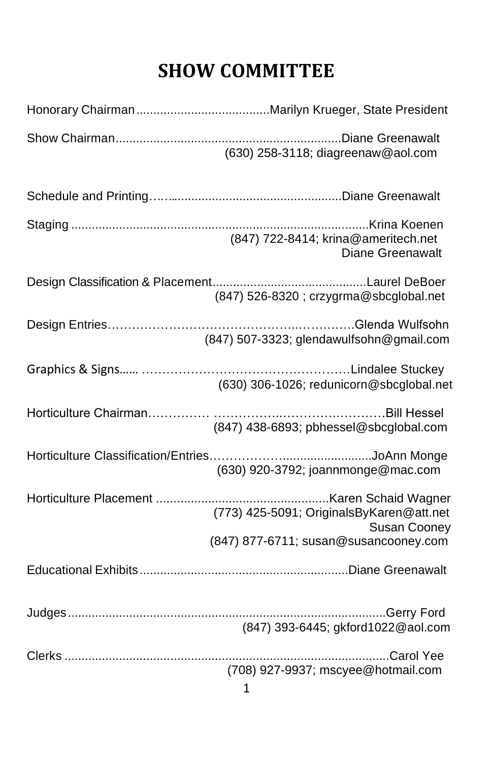# SHOW COMMITTEE

Honorary Chairman......................................Marilyn Krueger, State President

Show Chairman................................................................Diane Greenawalt
(630) 258-3118; diagreenaw@aol.com

Schedule and Printing……...............................................Diane Greenawalt

Staging ........................................................................................Krina Koenen
(847) 722-8414; krina@ameritech.net
Diane Greenawalt

Design Classification & Placement............................................Laurel DeBoer
(847) 526-8320 ; crzygrma@sbcglobal.net

Design Entries……………………………………..…………Glenda Wulfsohn
(847) 507-3323; glendawulfsohn@gmail.com

Graphics & Signs…... ……………………………………………Lindalee Stuckey
(630) 306-1026; redunicorn@sbcglobal.net

Horticulture Chairman…………… ……………..………..…………Bill Hessel
(847) 438-6893; pbhessel@sbcglobal.com

Horticulture Classification/Entries……………...........................JoAnn Monge
(630) 920-3792; joannmonge@mac.com

Horticulture Placement .................................................Karen Schaid Wagner
(773) 425-5091; OriginalsByKaren@att.net
Susan Cooney
(847) 877-6711; susan@susancooney.com

Educational Exhibits............................................................Diane Greenawalt

Judges..............................................................................................Gerry Ford
(847) 393-6445; gkford1022@aol.com

Clerks ..............................................................................................Carol Yee
(708) 927-9937; mscyee@hotmail.com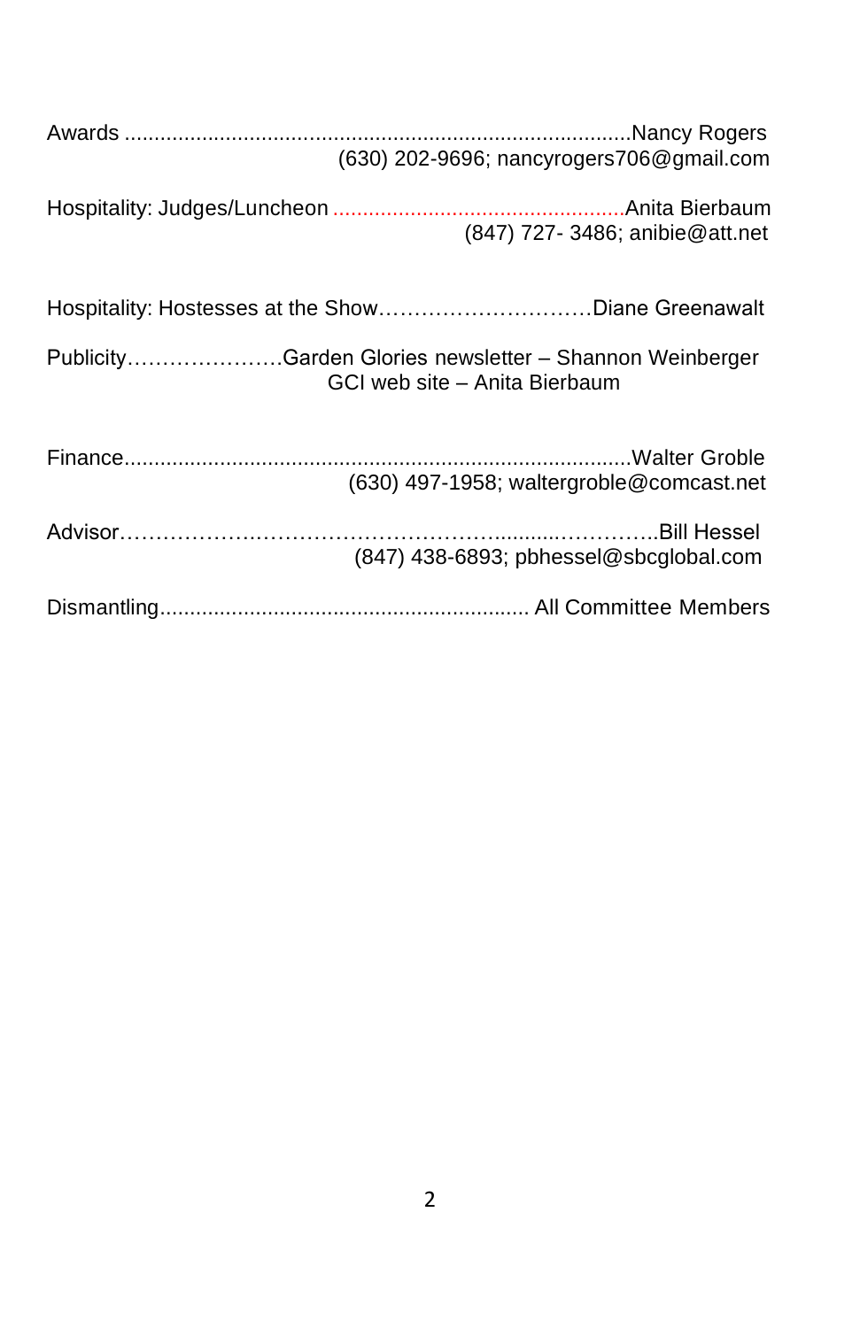Awards ....................................................................................Nancy Rogers
(630) 202-9696; nancyrogers706@gmail.com

Hospitality: Judges/Luncheon .................................................Anita Bierbaum
(847) 727- 3486; anibie@att.net

Hospitality: Hostesses at the Show…………………………Diane Greenawalt

Publicity………………….Garden Glories newsletter – Shannon Weinberger
GCI web site – Anita Bierbaum

Finance...................................................................................Walter Groble
(630) 497-1958; waltergroble@comcast.net

Advisor……………………………………………..........…………..Bill Hessel
(847) 438-6893; pbhessel@sbcglobal.com

Dismantling............................................................ All Committee Members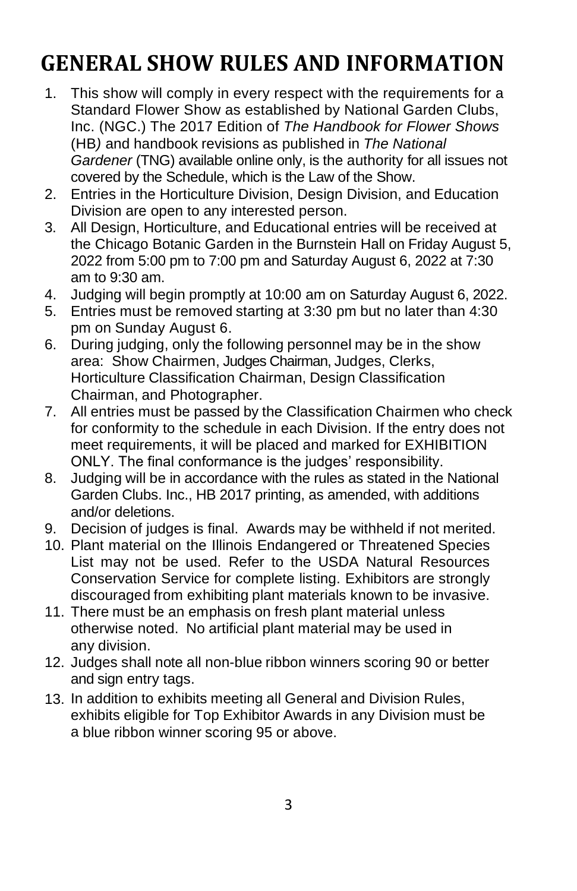# GENERAL SHOW RULES AND INFORMATION

1. This show will comply in every respect with the requirements for a Standard Flower Show as established by National Garden Clubs, Inc. (NGC.) The 2017 Edition of *The Handbook for Flower Shows* (HB*)* and handbook revisions as published in *The National Gardener* (TNG) available online only, is the authority for all issues not covered by the Schedule, which is the Law of the Show.
2. Entries in the Horticulture Division, Design Division, and Education Division are open to any interested person.
3. All Design, Horticulture, and Educational entries will be received at the Chicago Botanic Garden in the Burnstein Hall on Friday August 5, 2022 from 5:00 pm to 7:00 pm and Saturday August 6, 2022 at 7:30 am to 9:30 am.
4. Judging will begin promptly at 10:00 am on Saturday August 6, 2022.
5. Entries must be removed starting at 3:30 pm but no later than 4:30 pm on Sunday August 6.
6. During judging, only the following personnel may be in the show area: Show Chairmen, Judges Chairman, Judges, Clerks, Horticulture Classification Chairman, Design Classification Chairman, and Photographer.
7. All entries must be passed by the Classification Chairmen who check for conformity to the schedule in each Division. If the entry does not meet requirements, it will be placed and marked for EXHIBITION ONLY. The final conformance is the judges' responsibility.
8. Judging will be in accordance with the rules as stated in the National Garden Clubs. Inc., HB 2017 printing, as amended, with additions and/or deletions.
9. Decision of judges is final. Awards may be withheld if not merited.
10. Plant material on the Illinois Endangered or Threatened Species List may not be used. Refer to the USDA Natural Resources Conservation Service for complete listing. Exhibitors are strongly discouraged from exhibiting plant materials known to be invasive.
11. There must be an emphasis on fresh plant material unless otherwise noted. No artificial plant material may be used in any division.
12. Judges shall note all non-blue ribbon winners scoring 90 or better and sign entry tags.
13. In addition to exhibits meeting all General and Division Rules, exhibits eligible for Top Exhibitor Awards in any Division must be a blue ribbon winner scoring 95 or above.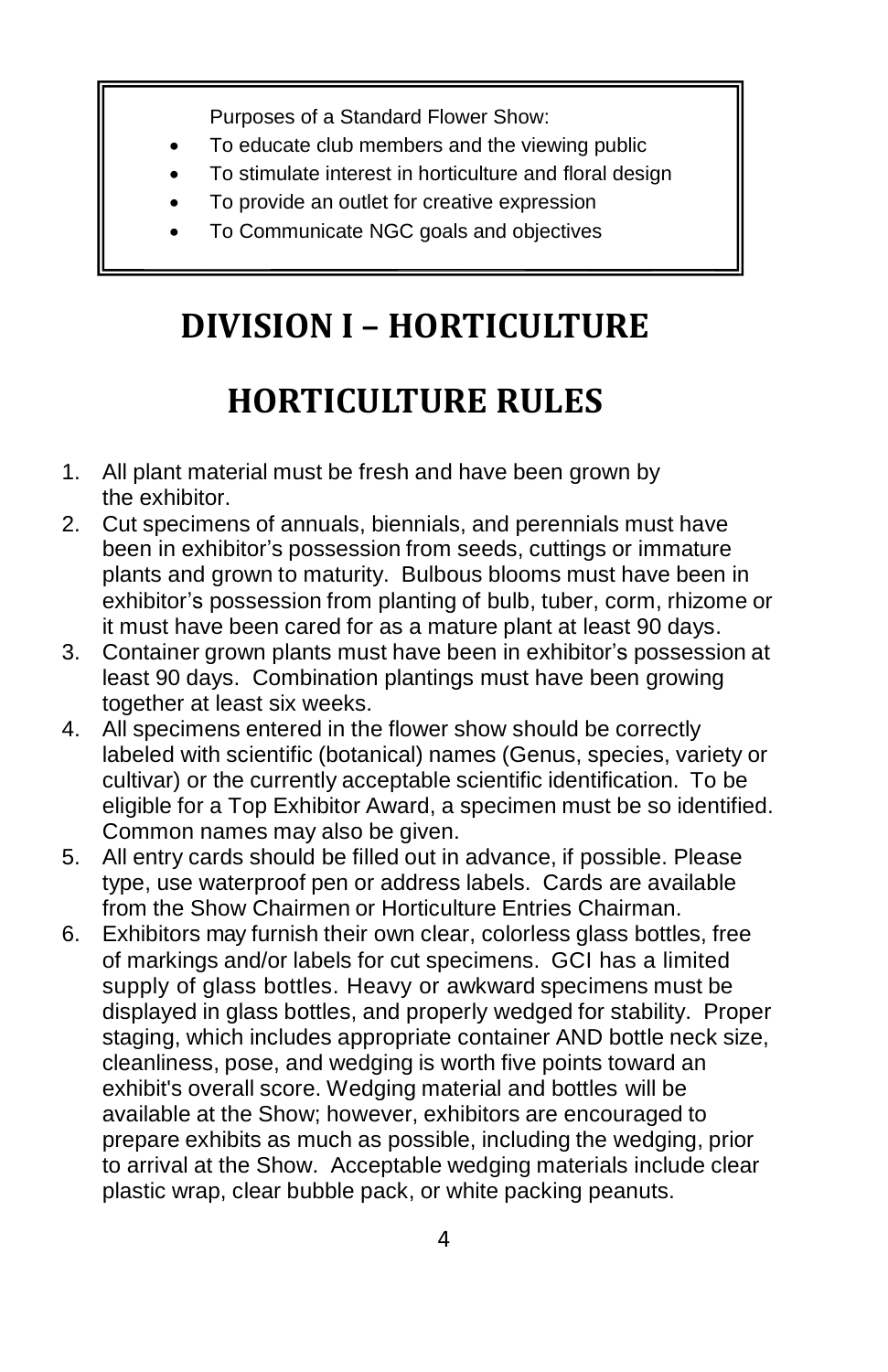Purposes of a Standard Flower Show:

- To educate club members and the viewing public
- To stimulate interest in horticulture and floral design
- To provide an outlet for creative expression
- To Communicate NGC goals and objectives

# DIVISION I – HORTICULTURE

# HORTICULTURE RULES

1. All plant material must be fresh and have been grown by the exhibitor.
2. Cut specimens of annuals, biennials, and perennials must have been in exhibitor's possession from seeds, cuttings or immature plants and grown to maturity. Bulbous blooms must have been in exhibitor's possession from planting of bulb, tuber, corm, rhizome or it must have been cared for as a mature plant at least 90 days.
3. Container grown plants must have been in exhibitor's possession at least 90 days. Combination plantings must have been growing together at least six weeks.
4. All specimens entered in the flower show should be correctly labeled with scientific (botanical) names (Genus, species, variety or cultivar) or the currently acceptable scientific identification. To be eligible for a Top Exhibitor Award, a specimen must be so identified. Common names may also be given.
5. All entry cards should be filled out in advance, if possible. Please type, use waterproof pen or address labels. Cards are available from the Show Chairmen or Horticulture Entries Chairman.
6. Exhibitors may furnish their own clear, colorless glass bottles, free of markings and/or labels for cut specimens. GCI has a limited supply of glass bottles. Heavy or awkward specimens must be displayed in glass bottles, and properly wedged for stability. Proper staging, which includes appropriate container AND bottle neck size, cleanliness, pose, and wedging is worth five points toward an exhibit's overall score. Wedging material and bottles will be available at the Show; however, exhibitors are encouraged to prepare exhibits as much as possible, including the wedging, prior to arrival at the Show. Acceptable wedging materials include clear plastic wrap, clear bubble pack, or white packing peanuts.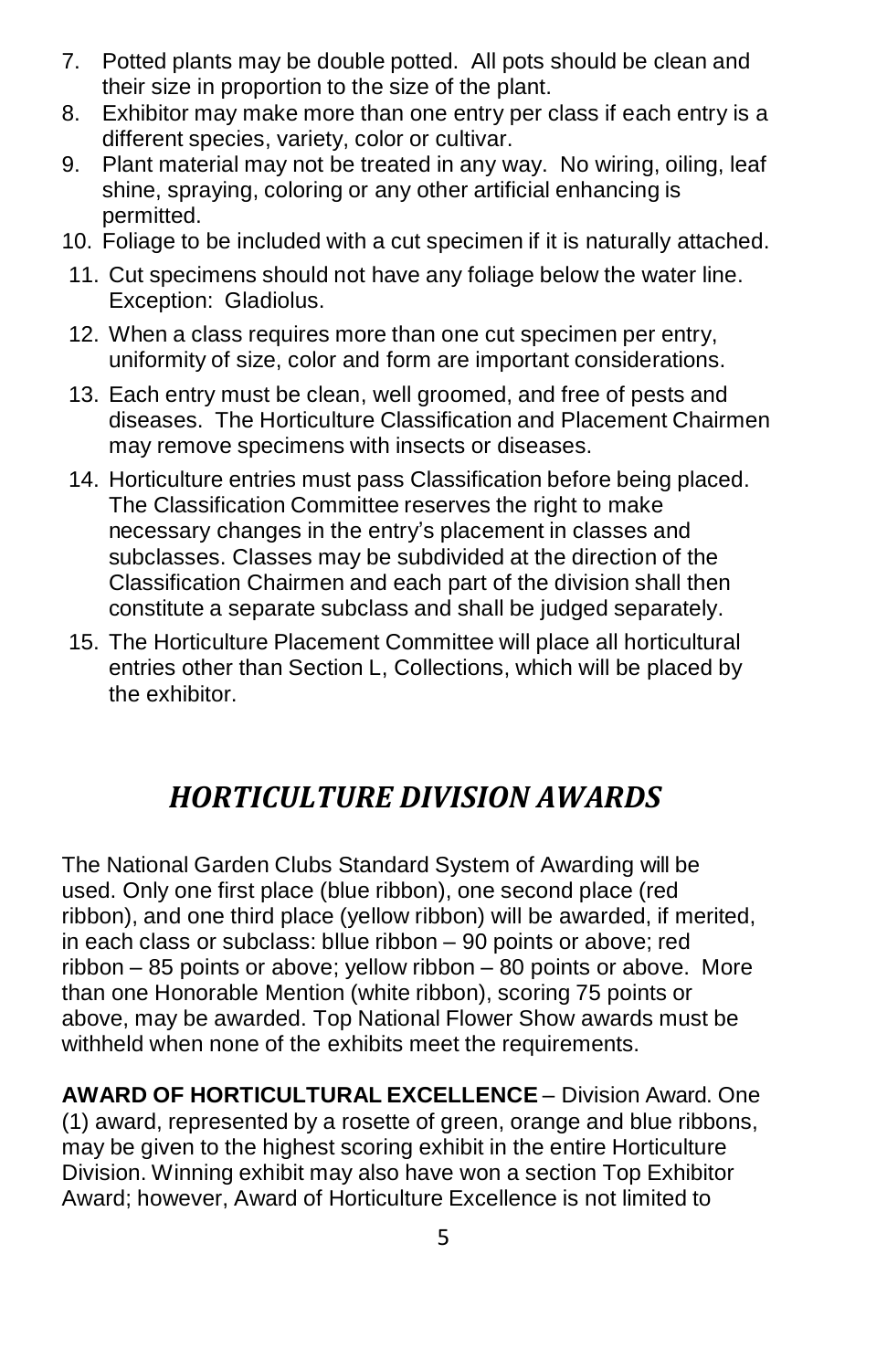7. Potted plants may be double potted. All pots should be clean and their size in proportion to the size of the plant.
8. Exhibitor may make more than one entry per class if each entry is a different species, variety, color or cultivar.
9. Plant material may not be treated in any way. No wiring, oiling, leaf shine, spraying, coloring or any other artificial enhancing is permitted.
10. Foliage to be included with a cut specimen if it is naturally attached.
11. Cut specimens should not have any foliage below the water line. Exception: Gladiolus.
12. When a class requires more than one cut specimen per entry, uniformity of size, color and form are important considerations.
13. Each entry must be clean, well groomed, and free of pests and diseases. The Horticulture Classification and Placement Chairmen may remove specimens with insects or diseases.
14. Horticulture entries must pass Classification before being placed. The Classification Committee reserves the right to make necessary changes in the entry's placement in classes and subclasses. Classes may be subdivided at the direction of the Classification Chairmen and each part of the division shall then constitute a separate subclass and shall be judged separately.
15. The Horticulture Placement Committee will place all horticultural entries other than Section L, Collections, which will be placed by the exhibitor.

# *HORTICULTURE DIVISION AWARDS*

The National Garden Clubs Standard System of Awarding will be used. Only one first place (blue ribbon), one second place (red ribbon), and one third place (yellow ribbon) will be awarded, if merited, in each class or subclass: bllue ribbon – 90 points or above; red ribbon – 85 points or above; yellow ribbon – 80 points or above. More than one Honorable Mention (white ribbon), scoring 75 points or above, may be awarded. Top National Flower Show awards must be withheld when none of the exhibits meet the requirements.

**AWARD OF HORTICULTURAL EXCELLENCE** – Division Award. One (1) award, represented by a rosette of green, orange and blue ribbons, may be given to the highest scoring exhibit in the entire Horticulture Division. Winning exhibit may also have won a section Top Exhibitor Award; however, Award of Horticulture Excellence is not limited to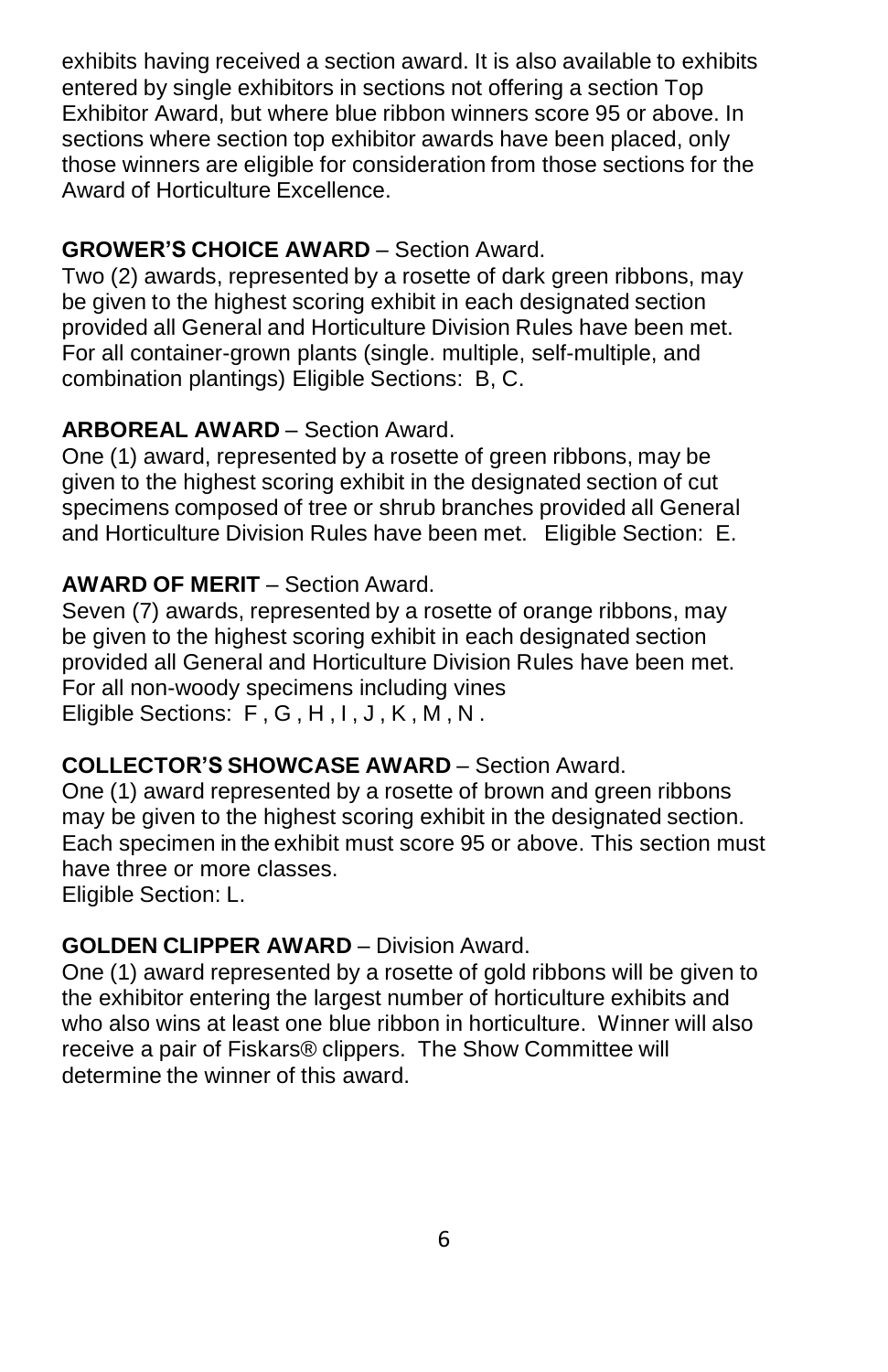exhibits having received a section award. It is also available to exhibits entered by single exhibitors in sections not offering a section Top Exhibitor Award, but where blue ribbon winners score 95 or above. In sections where section top exhibitor awards have been placed, only those winners are eligible for consideration from those sections for the Award of Horticulture Excellence.

**GROWER'S CHOICE AWARD** – Section Award.
Two (2) awards, represented by a rosette of dark green ribbons, may be given to the highest scoring exhibit in each designated section provided all General and Horticulture Division Rules have been met. For all container-grown plants (single. multiple, self-multiple, and combination plantings) Eligible Sections: B, C.

**ARBOREAL AWARD** – Section Award.
One (1) award, represented by a rosette of green ribbons, may be given to the highest scoring exhibit in the designated section of cut specimens composed of tree or shrub branches provided all General and Horticulture Division Rules have been met. Eligible Section: E.

**AWARD OF MERIT** – Section Award.
Seven (7) awards, represented by a rosette of orange ribbons, may be given to the highest scoring exhibit in each designated section provided all General and Horticulture Division Rules have been met. For all non-woody specimens including vines
Eligible Sections: F , G , H , I , J , K , M , N .

**COLLECTOR'S SHOWCASE AWARD** – Section Award.
One (1) award represented by a rosette of brown and green ribbons may be given to the highest scoring exhibit in the designated section. Each specimen in the exhibit must score 95 or above. This section must have three or more classes.
Eligible Section: L.

**GOLDEN CLIPPER AWARD** – Division Award.
One (1) award represented by a rosette of gold ribbons will be given to the exhibitor entering the largest number of horticulture exhibits and who also wins at least one blue ribbon in horticulture. Winner will also receive a pair of Fiskars® clippers. The Show Committee will determine the winner of this award.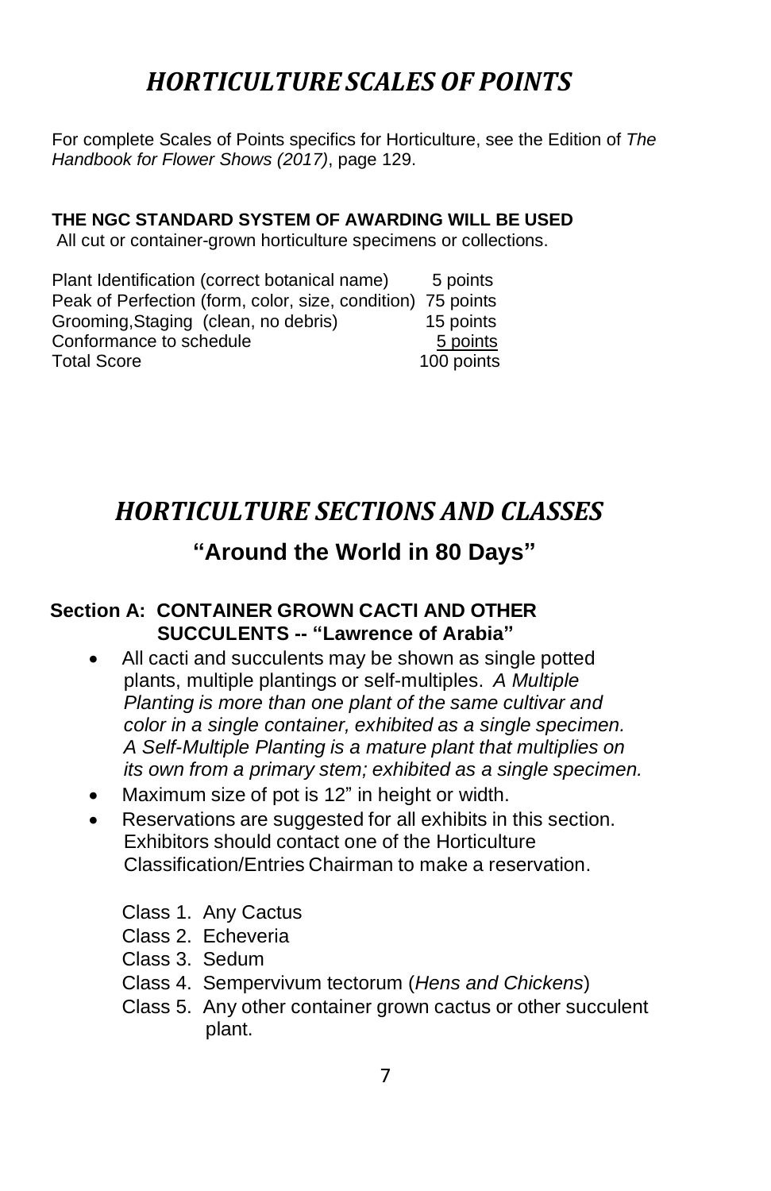# *HORTICULTURE SCALES OF POINTS*

For complete Scales of Points specifics for Horticulture, see the Edition of *The Handbook for Flower Shows (2017)*, page 129.

**THE NGC STANDARD SYSTEM OF AWARDING WILL BE USED**
All cut or container-grown horticulture specimens or collections.

| | |
|---|---|
| Plant Identification (correct botanical name) | 5 points |
| Peak of Perfection (form, color, size, condition) | 75 points |
| Grooming,Staging (clean, no debris) | 15 points |
| Conformance to schedule | 5 points |
| Total Score | 100 points |

# *HORTICULTURE SECTIONS AND CLASSES*

## "Around the World in 80 Days"

### Section A: CONTAINER GROWN CACTI AND OTHER SUCCULENTS -- "Lawrence of Arabia"

- All cacti and succulents may be shown as single potted plants, multiple plantings or self-multiples. *A Multiple Planting is more than one plant of the same cultivar and color in a single container, exhibited as a single specimen. A Self-Multiple Planting is a mature plant that multiplies on its own from a primary stem; exhibited as a single specimen.*
- Maximum size of pot is 12" in height or width.
- Reservations are suggested for all exhibits in this section. Exhibitors should contact one of the Horticulture Classification/Entries Chairman to make a reservation.

Class 1. Any Cactus
Class 2. Echeveria
Class 3. Sedum
Class 4. Sempervivum tectorum (*Hens and Chickens*)
Class 5. Any other container grown cactus or other succulent plant.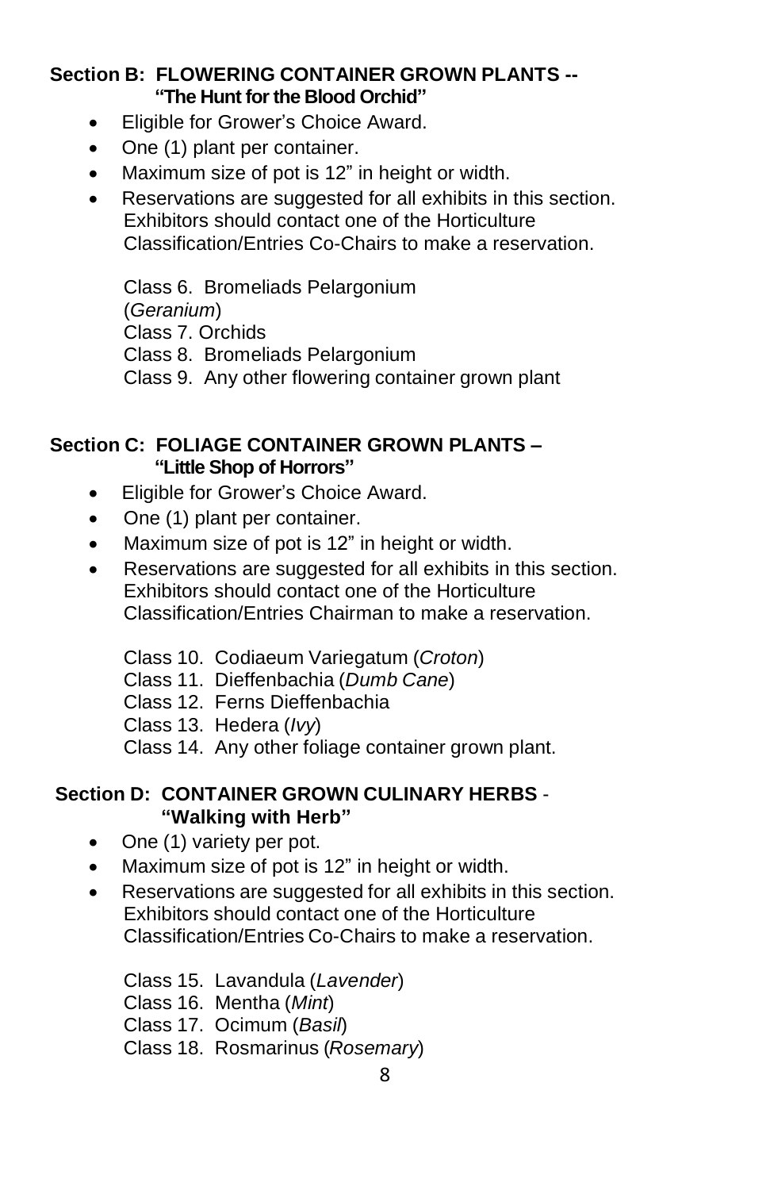**Section B: FLOWERING CONTAINER GROWN PLANTS -- "The Hunt for the Blood Orchid"**

- Eligible for Grower's Choice Award.
- One (1) plant per container.
- Maximum size of pot is 12" in height or width.
- Reservations are suggested for all exhibits in this section. Exhibitors should contact one of the Horticulture Classification/Entries Co-Chairs to make a reservation.

Class 6. Bromeliads Pelargonium (*Geranium*)
Class 7. Orchids
Class 8. Bromeliads Pelargonium
Class 9. Any other flowering container grown plant

**Section C: FOLIAGE CONTAINER GROWN PLANTS – "Little Shop of Horrors"**

- Eligible for Grower's Choice Award.
- One (1) plant per container.
- Maximum size of pot is 12" in height or width.
- Reservations are suggested for all exhibits in this section. Exhibitors should contact one of the Horticulture Classification/Entries Chairman to make a reservation.

Class 10. Codiaeum Variegatum (*Croton*)
Class 11. Dieffenbachia (*Dumb Cane*)
Class 12. Ferns Dieffenbachia
Class 13. Hedera (*Ivy*)
Class 14. Any other foliage container grown plant.

**Section D: CONTAINER GROWN CULINARY HERBS - "Walking with Herb"**

- One (1) variety per pot.
- Maximum size of pot is 12" in height or width.
- Reservations are suggested for all exhibits in this section. Exhibitors should contact one of the Horticulture Classification/Entries Co-Chairs to make a reservation.

Class 15. Lavandula (*Lavender*)
Class 16. Mentha (*Mint*)
Class 17. Ocimum (*Basil*)
Class 18. Rosmarinus (*Rosemary*)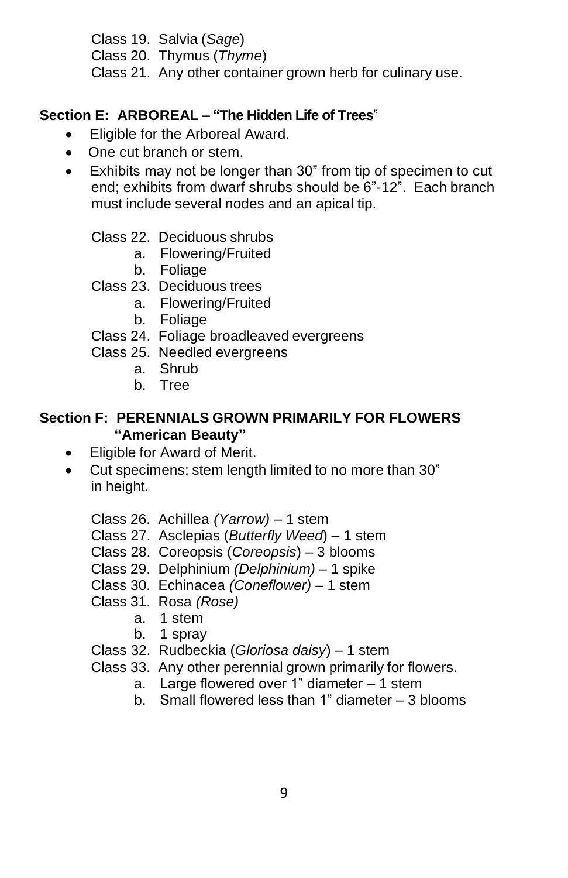Class 19. Salvia (*Sage*)
Class 20. Thymus (*Thyme*)
Class 21. Any other container grown herb for culinary use.

### Section E: ARBOREAL – "The Hidden Life of Trees"

- Eligible for the Arboreal Award.
- One cut branch or stem.
- Exhibits may not be longer than 30" from tip of specimen to cut end; exhibits from dwarf shrubs should be 6"-12". Each branch must include several nodes and an apical tip.

Class 22. Deciduous shrubs
  a. Flowering/Fruited
  b. Foliage
Class 23. Deciduous trees
  a. Flowering/Fruited
  b. Foliage
Class 24. Foliage broadleaved evergreens
Class 25. Needled evergreens
  a. Shrub
  b. Tree

### Section F: PERENNIALS GROWN PRIMARILY FOR FLOWERS "American Beauty"

- Eligible for Award of Merit.
- Cut specimens; stem length limited to no more than 30" in height.

Class 26. Achillea *(Yarrow)* – 1 stem
Class 27. Asclepias (*Butterfly Weed*) – 1 stem
Class 28. Coreopsis (*Coreopsis*) – 3 blooms
Class 29. Delphinium *(Delphinium)* – 1 spike
Class 30. Echinacea *(Coneflower)* – 1 stem
Class 31. Rosa *(Rose)*
  a. 1 stem
  b. 1 spray
Class 32. Rudbeckia (*Gloriosa daisy*) – 1 stem
Class 33. Any other perennial grown primarily for flowers.
  a. Large flowered over 1" diameter – 1 stem
  b. Small flowered less than 1" diameter – 3 blooms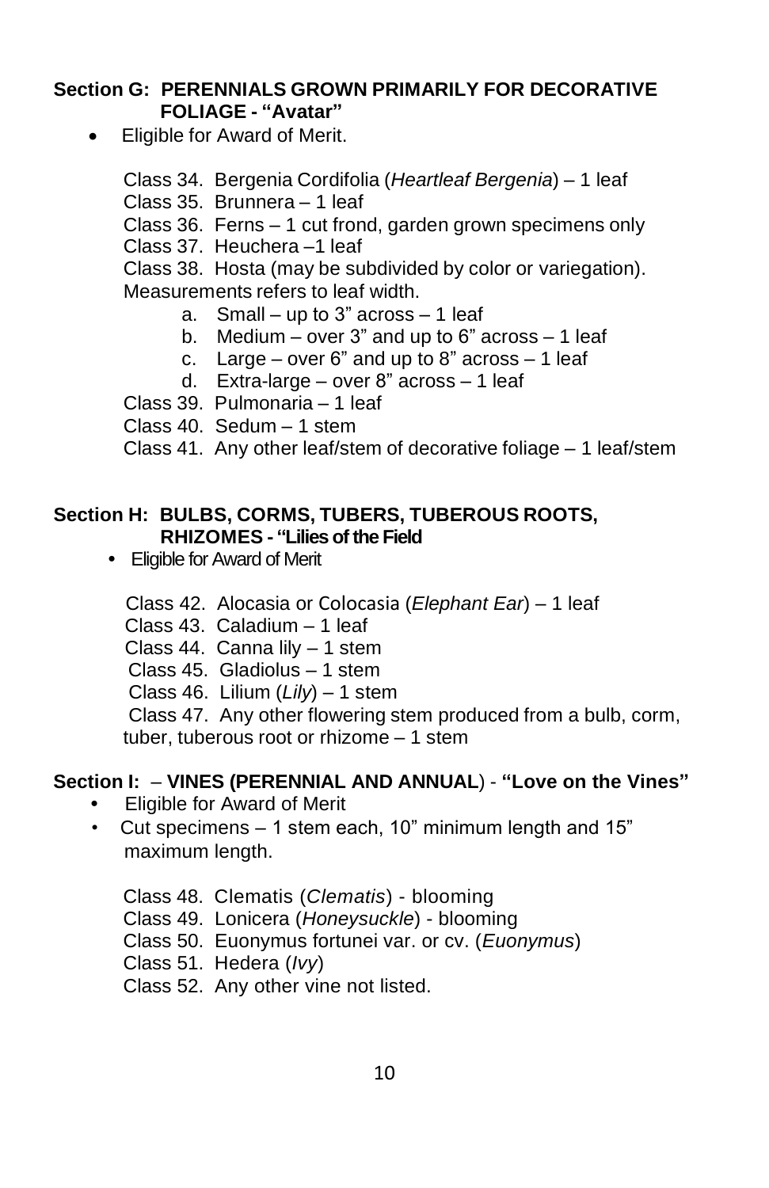## Section G: PERENNIALS GROWN PRIMARILY FOR DECORATIVE FOLIAGE - "Avatar"

- Eligible for Award of Merit.

Class 34. Bergenia Cordifolia (*Heartleaf Bergenia*) – 1 leaf
Class 35. Brunnera – 1 leaf
Class 36. Ferns – 1 cut frond, garden grown specimens only
Class 37. Heuchera –1 leaf
Class 38. Hosta (may be subdivided by color or variegation). Measurements refers to leaf width.

a. Small – up to 3" across – 1 leaf
b. Medium – over 3" and up to 6" across – 1 leaf
c. Large – over 6" and up to 8" across – 1 leaf
d. Extra-large – over 8" across – 1 leaf

Class 39. Pulmonaria – 1 leaf
Class 40. Sedum – 1 stem
Class 41. Any other leaf/stem of decorative foliage – 1 leaf/stem

## Section H: BULBS, CORMS, TUBERS, TUBEROUS ROOTS, RHIZOMES - "Lilies of the Field

- Eligible for Award of Merit

Class 42. Alocasia or Colocasia (*Elephant Ear*) – 1 leaf
Class 43. Caladium – 1 leaf
Class 44. Canna lily – 1 stem
Class 45. Gladiolus – 1 stem
Class 46. Lilium (*Lily*) – 1 stem
Class 47. Any other flowering stem produced from a bulb, corm, tuber, tuberous root or rhizome – 1 stem

## Section I: – VINES (PERENNIAL AND ANNUAL) - "Love on the Vines"

- Eligible for Award of Merit
- Cut specimens – 1 stem each, 10" minimum length and 15" maximum length.

Class 48. Clematis (*Clematis*) - blooming
Class 49. Lonicera (*Honeysuckle*) - blooming
Class 50. Euonymus fortunei var. or cv. (*Euonymus*)
Class 51. Hedera (*Ivy*)
Class 52. Any other vine not listed.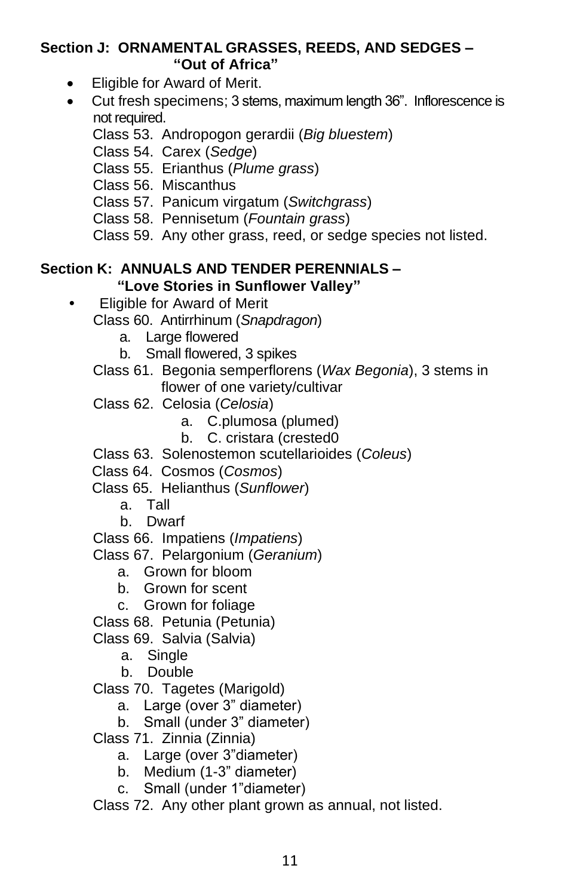**Section J: ORNAMENTAL GRASSES, REEDS, AND SEDGES – "Out of Africa"**

- Eligible for Award of Merit.
- Cut fresh specimens; 3 stems, maximum length 36". Inflorescence is not required.

Class 53. Andropogon gerardii (*Big bluestem*)
Class 54. Carex (*Sedge*)
Class 55. Erianthus (*Plume grass*)
Class 56. Miscanthus
Class 57. Panicum virgatum (*Switchgrass*)
Class 58. Pennisetum (*Fountain grass*)
Class 59. Any other grass, reed, or sedge species not listed.

**Section K: ANNUALS AND TENDER PERENNIALS – "Love Stories in Sunflower Valley"**

- Eligible for Award of Merit

Class 60. Antirrhinum (*Snapdragon*)
  a. Large flowered
  b. Small flowered, 3 spikes
Class 61. Begonia semperflorens (*Wax Begonia*), 3 stems in flower of one variety/cultivar
Class 62. Celosia (*Celosia*)
  a. C.plumosa (plumed)
  b. C. cristara (crested0
Class 63. Solenostemon scutellarioides (*Coleus*)
Class 64. Cosmos (*Cosmos*)
Class 65. Helianthus (*Sunflower*)
  a. Tall
  b. Dwarf
Class 66. Impatiens (*Impatiens*)
Class 67. Pelargonium (*Geranium*)
  a. Grown for bloom
  b. Grown for scent
  c. Grown for foliage
Class 68. Petunia (Petunia)
Class 69. Salvia (Salvia)
  a. Single
  b. Double
Class 70. Tagetes (Marigold)
  a. Large (over 3" diameter)
  b. Small (under 3" diameter)
Class 71. Zinnia (Zinnia)
  a. Large (over 3"diameter)
  b. Medium (1-3" diameter)
  c. Small (under 1"diameter)
Class 72. Any other plant grown as annual, not listed.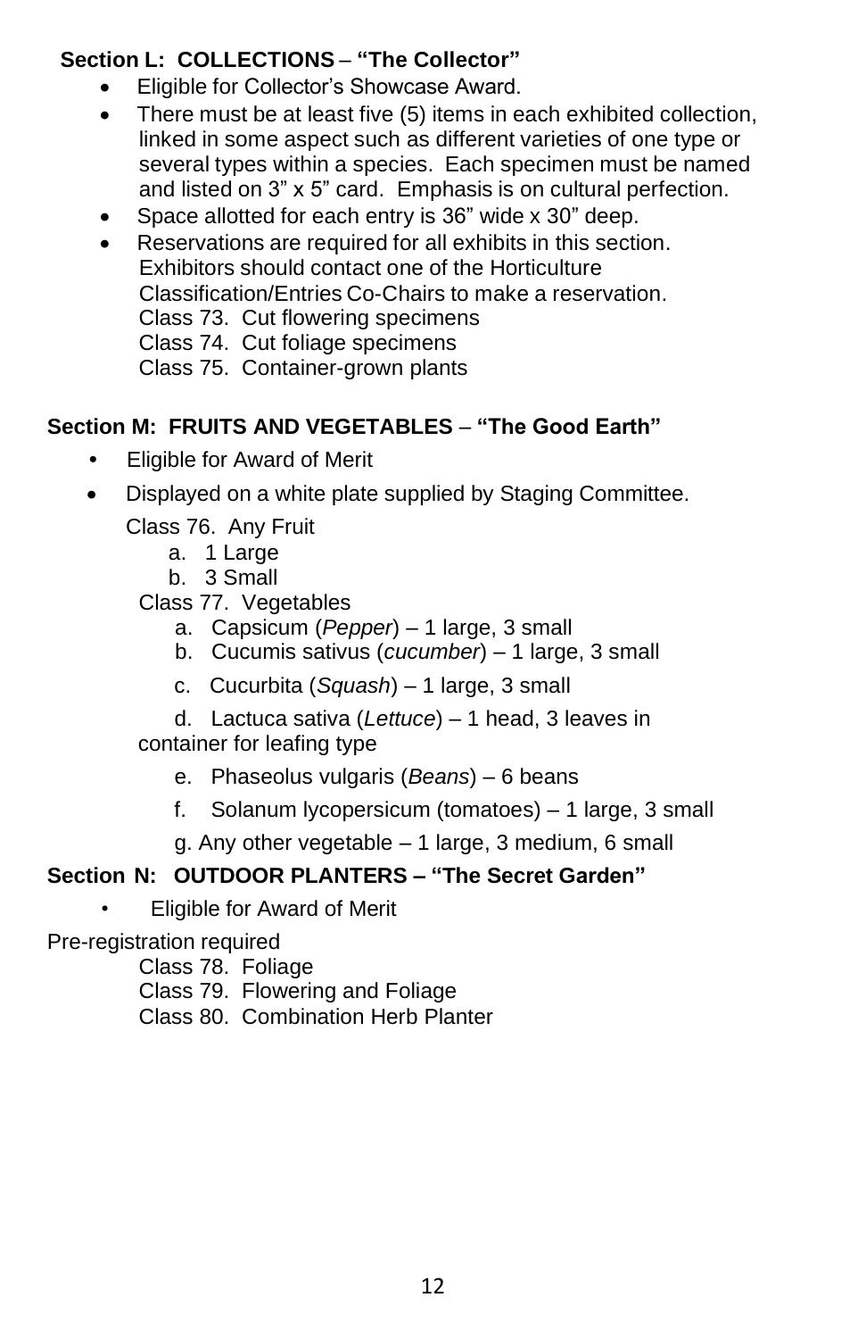**Section L: COLLECTIONS – "The Collector"**

- Eligible for Collector's Showcase Award.
- There must be at least five (5) items in each exhibited collection, linked in some aspect such as different varieties of one type or several types within a species. Each specimen must be named and listed on 3" x 5" card. Emphasis is on cultural perfection.
- Space allotted for each entry is 36" wide x 30" deep.
- Reservations are required for all exhibits in this section. Exhibitors should contact one of the Horticulture Classification/Entries Co-Chairs to make a reservation.

  Class 73. Cut flowering specimens

  Class 74. Cut foliage specimens

  Class 75. Container-grown plants

**Section M: FRUITS AND VEGETABLES – "The Good Earth"**

- Eligible for Award of Merit
- Displayed on a white plate supplied by Staging Committee.

Class 76. Any Fruit

a. 1 Large
b. 3 Small

Class 77. Vegetables

a. Capsicum (*Pepper*) – 1 large, 3 small
b. Cucumis sativus (*cucumber*) – 1 large, 3 small
c. Cucurbita (*Squash*) – 1 large, 3 small
d. Lactuca sativa (*Lettuce*) – 1 head, 3 leaves in container for leafing type
e. Phaseolus vulgaris (*Beans*) – 6 beans
f. Solanum lycopersicum (tomatoes) – 1 large, 3 small
g. Any other vegetable – 1 large, 3 medium, 6 small

**Section N: OUTDOOR PLANTERS – "The Secret Garden"**

- Eligible for Award of Merit

Pre-registration required

Class 78. Foliage

Class 79. Flowering and Foliage

Class 80. Combination Herb Planter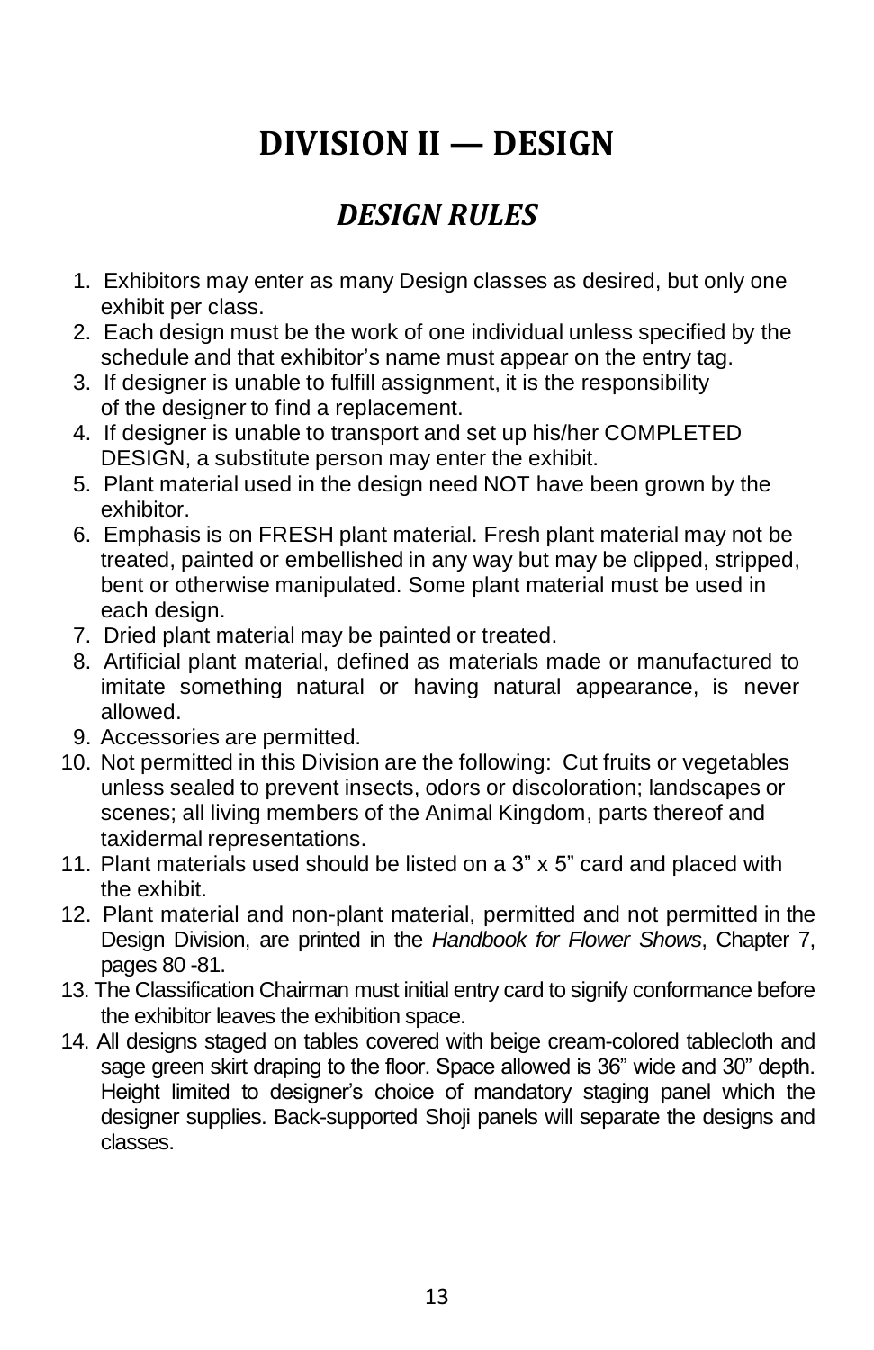# DIVISION II — DESIGN

## *DESIGN RULES*

1. Exhibitors may enter as many Design classes as desired, but only one exhibit per class.
2. Each design must be the work of one individual unless specified by the schedule and that exhibitor's name must appear on the entry tag.
3. If designer is unable to fulfill assignment, it is the responsibility of the designer to find a replacement.
4. If designer is unable to transport and set up his/her COMPLETED DESIGN, a substitute person may enter the exhibit.
5. Plant material used in the design need NOT have been grown by the exhibitor.
6. Emphasis is on FRESH plant material. Fresh plant material may not be treated, painted or embellished in any way but may be clipped, stripped, bent or otherwise manipulated. Some plant material must be used in each design.
7. Dried plant material may be painted or treated.
8. Artificial plant material, defined as materials made or manufactured to imitate something natural or having natural appearance, is never allowed.
9. Accessories are permitted.
10. Not permitted in this Division are the following: Cut fruits or vegetables unless sealed to prevent insects, odors or discoloration; landscapes or scenes; all living members of the Animal Kingdom, parts thereof and taxidermal representations.
11. Plant materials used should be listed on a 3" x 5" card and placed with the exhibit.
12. Plant material and non-plant material, permitted and not permitted in the Design Division, are printed in the *Handbook for Flower Shows*, Chapter 7, pages 80 -81.
13. The Classification Chairman must initial entry card to signify conformance before the exhibitor leaves the exhibition space.
14. All designs staged on tables covered with beige cream-colored tablecloth and sage green skirt draping to the floor. Space allowed is 36" wide and 30" depth. Height limited to designer's choice of mandatory staging panel which the designer supplies. Back-supported Shoji panels will separate the designs and classes.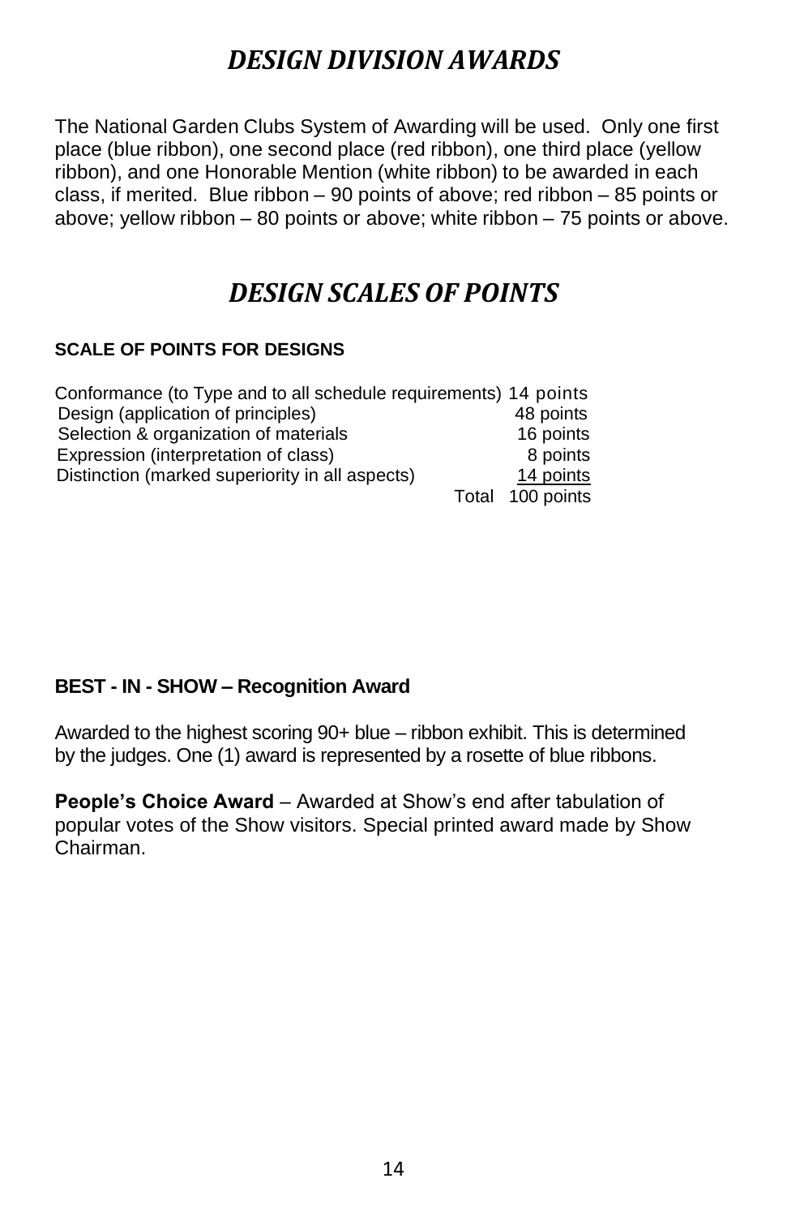# *DESIGN DIVISION AWARDS*

The National Garden Clubs System of Awarding will be used. Only one first place (blue ribbon), one second place (red ribbon), one third place (yellow ribbon), and one Honorable Mention (white ribbon) to be awarded in each class, if merited. Blue ribbon – 90 points of above; red ribbon – 85 points or above; yellow ribbon – 80 points or above; white ribbon – 75 points or above.

# *DESIGN SCALES OF POINTS*

**SCALE OF POINTS FOR DESIGNS**

| | |
|---|---|
| Conformance (to Type and to all schedule requirements) | 14 points |
| Design (application of principles) | 48 points |
| Selection & organization of materials | 16 points |
| Expression (interpretation of class) | 8 points |
| Distinction (marked superiority in all aspects) | 14 points |
| Total | 100 points |

**BEST - IN - SHOW – Recognition Award**

Awarded to the highest scoring 90+ blue – ribbon exhibit. This is determined by the judges. One (1) award is represented by a rosette of blue ribbons.

**People's Choice Award** – Awarded at Show's end after tabulation of popular votes of the Show visitors. Special printed award made by Show Chairman.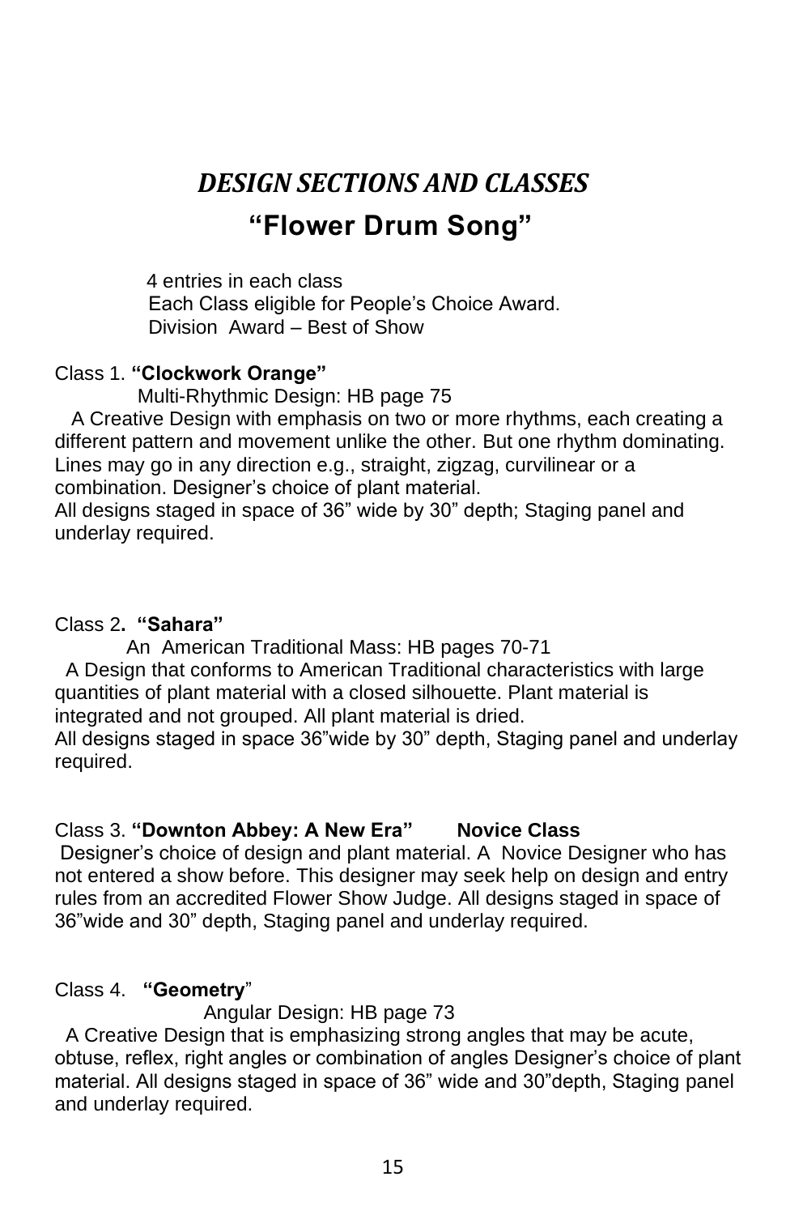# *DESIGN SECTIONS AND CLASSES*

## “Flower Drum Song”

4 entries in each class
Each Class eligible for People’s Choice Award.
Division Award – Best of Show

Class 1. **“Clockwork Orange”**

Multi-Rhythmic Design: HB page 75

A Creative Design with emphasis on two or more rhythms, each creating a different pattern and movement unlike the other. But one rhythm dominating. Lines may go in any direction e.g., straight, zigzag, curvilinear or a combination. Designer’s choice of plant material.
All designs staged in space of 36” wide by 30” depth; Staging panel and underlay required.

Class 2**. “Sahara”**

An American Traditional Mass: HB pages 70-71

A Design that conforms to American Traditional characteristics with large quantities of plant material with a closed silhouette. Plant material is integrated and not grouped. All plant material is dried.
All designs staged in space 36”wide by 30” depth, Staging panel and underlay required.

Class 3. **“Downton Abbey: A New Era” Novice Class**

Designer’s choice of design and plant material. A Novice Designer who has not entered a show before. This designer may seek help on design and entry rules from an accredited Flower Show Judge. All designs staged in space of 36”wide and 30” depth, Staging panel and underlay required.

Class 4. **“Geometry**”

Angular Design: HB page 73

A Creative Design that is emphasizing strong angles that may be acute, obtuse, reflex, right angles or combination of angles Designer’s choice of plant material. All designs staged in space of 36” wide and 30”depth, Staging panel and underlay required.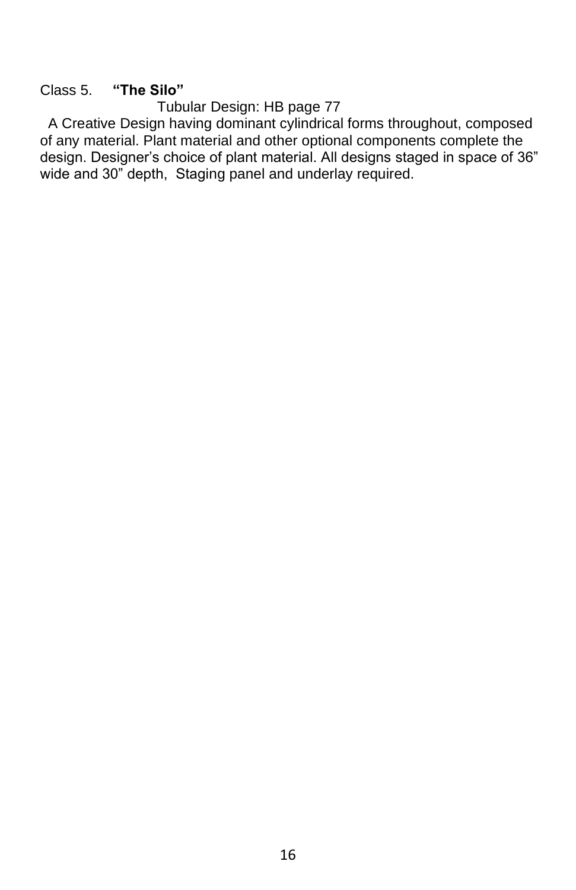Class 5. **"The Silo"**

Tubular Design: HB page 77

A Creative Design having dominant cylindrical forms throughout, composed of any material. Plant material and other optional components complete the design. Designer's choice of plant material. All designs staged in space of 36" wide and 30" depth, Staging panel and underlay required.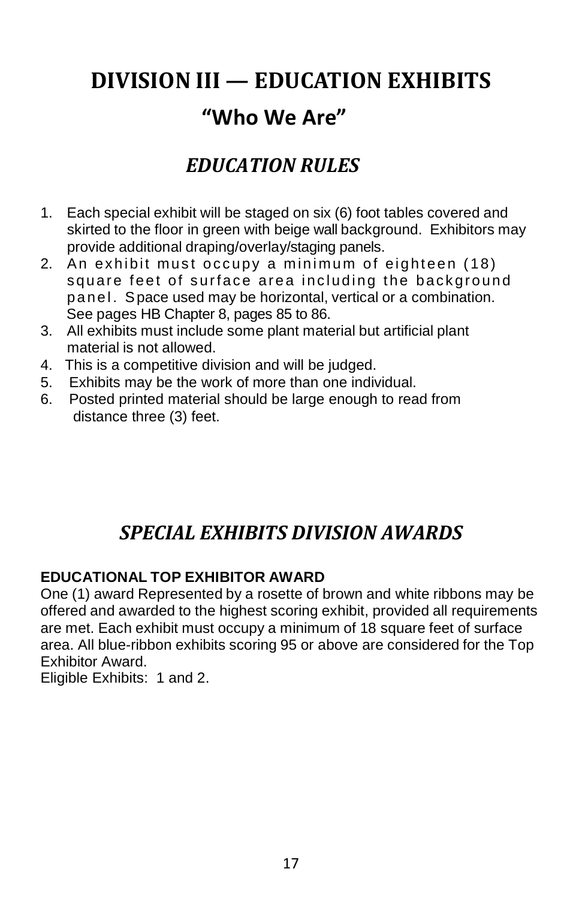# DIVISION III — EDUCATION EXHIBITS

## "Who We Are"

## *EDUCATION RULES*

1. Each special exhibit will be staged on six (6) foot tables covered and skirted to the floor in green with beige wall background. Exhibitors may provide additional draping/overlay/staging panels.
2. An exhibit must occupy a minimum of eighteen (18) square feet of surface area including the background panel. Space used may be horizontal, vertical or a combination. See pages HB Chapter 8, pages 85 to 86.
3. All exhibits must include some plant material but artificial plant material is not allowed.
4. This is a competitive division and will be judged.
5. Exhibits may be the work of more than one individual.
6. Posted printed material should be large enough to read from distance three (3) feet.

## *SPECIAL EXHIBITS DIVISION AWARDS*

**EDUCATIONAL TOP EXHIBITOR AWARD**

One (1) award Represented by a rosette of brown and white ribbons may be offered and awarded to the highest scoring exhibit, provided all requirements are met. Each exhibit must occupy a minimum of 18 square feet of surface area. All blue-ribbon exhibits scoring 95 or above are considered for the Top Exhibitor Award.

Eligible Exhibits: 1 and 2.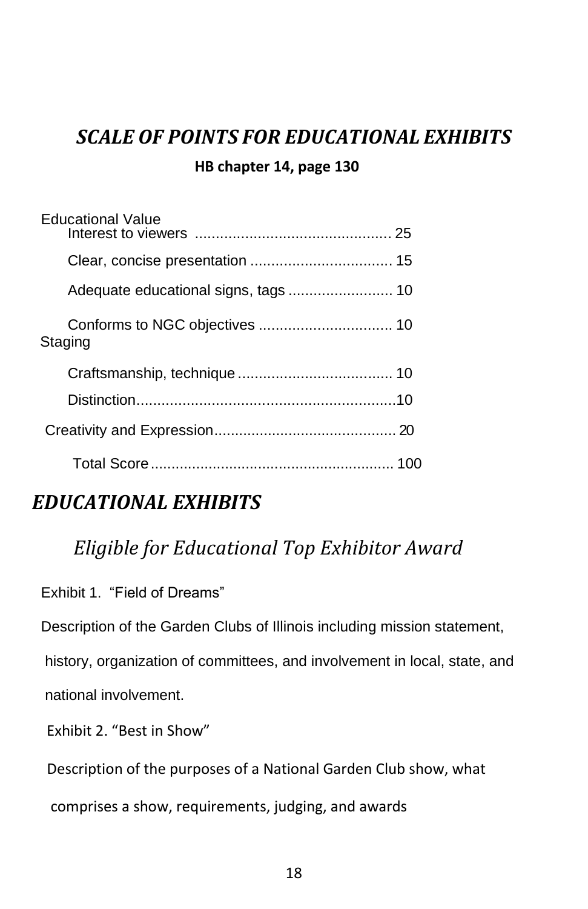## *SCALE OF POINTS FOR EDUCATIONAL EXHIBITS*

**HB chapter 14, page 130**

Educational Value
- Interest to viewers .............................................. 25
- Clear, concise presentation .................................. 15
- Adequate educational signs, tags ......................... 10
- Conforms to NGC objectives ................................ 10

Staging
- Craftsmanship, technique ..................................... 10
- Distinction.............................................................10

Creativity and Expression........................................... 20

Total Score.......................................................... 100

## *EDUCATIONAL EXHIBITS*

### *Eligible for Educational Top Exhibitor Award*

Exhibit 1. "Field of Dreams"

Description of the Garden Clubs of Illinois including mission statement, history, organization of committees, and involvement in local, state, and national involvement.

Exhibit 2. "Best in Show"

Description of the purposes of a National Garden Club show, what comprises a show, requirements, judging, and awards